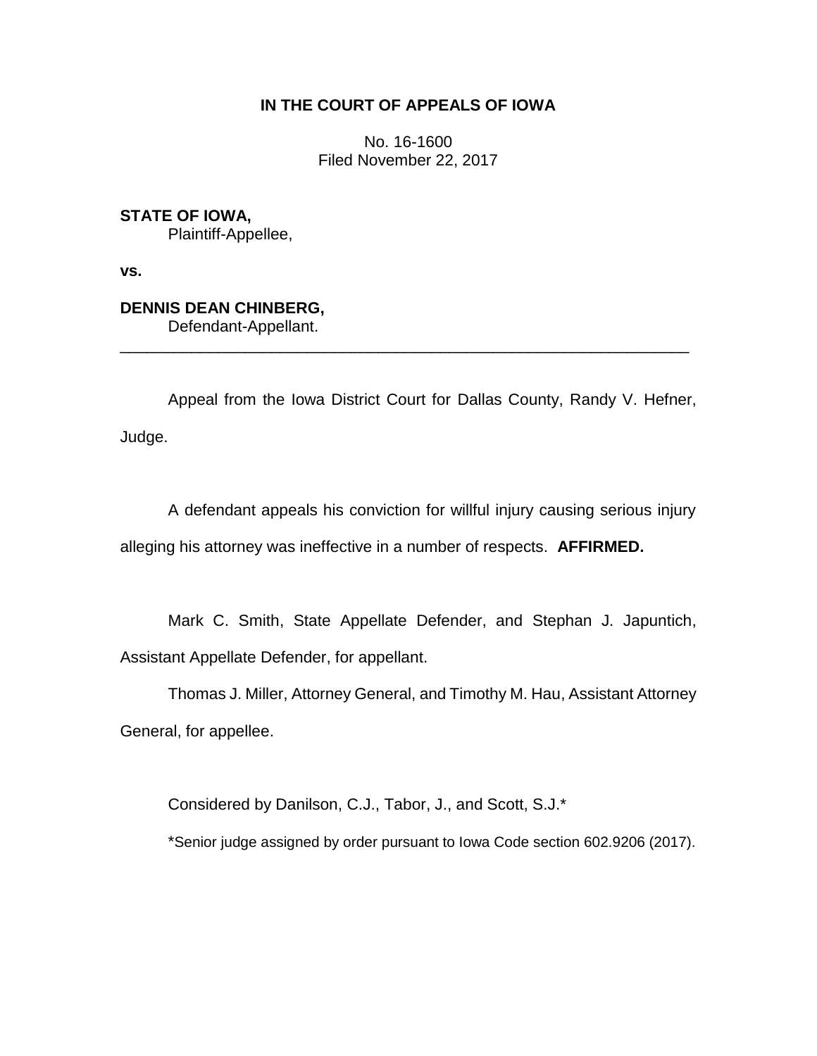**IN THE COURT OF APPEALS OF IOWA**

No. 16-1600
Filed November 22, 2017

**STATE OF IOWA,**
Plaintiff-Appellee,

**vs.**

**DENNIS DEAN CHINBERG,**
Defendant-Appellant.

---

Appeal from the Iowa District Court for Dallas County, Randy V. Hefner, Judge.

A defendant appeals his conviction for willful injury causing serious injury alleging his attorney was ineffective in a number of respects. **AFFIRMED.**

Mark C. Smith, State Appellate Defender, and Stephan J. Japuntich, Assistant Appellate Defender, for appellant.

Thomas J. Miller, Attorney General, and Timothy M. Hau, Assistant Attorney General, for appellee.

Considered by Danilson, C.J., Tabor, J., and Scott, S.J.*

*Senior judge assigned by order pursuant to Iowa Code section 602.9206 (2017).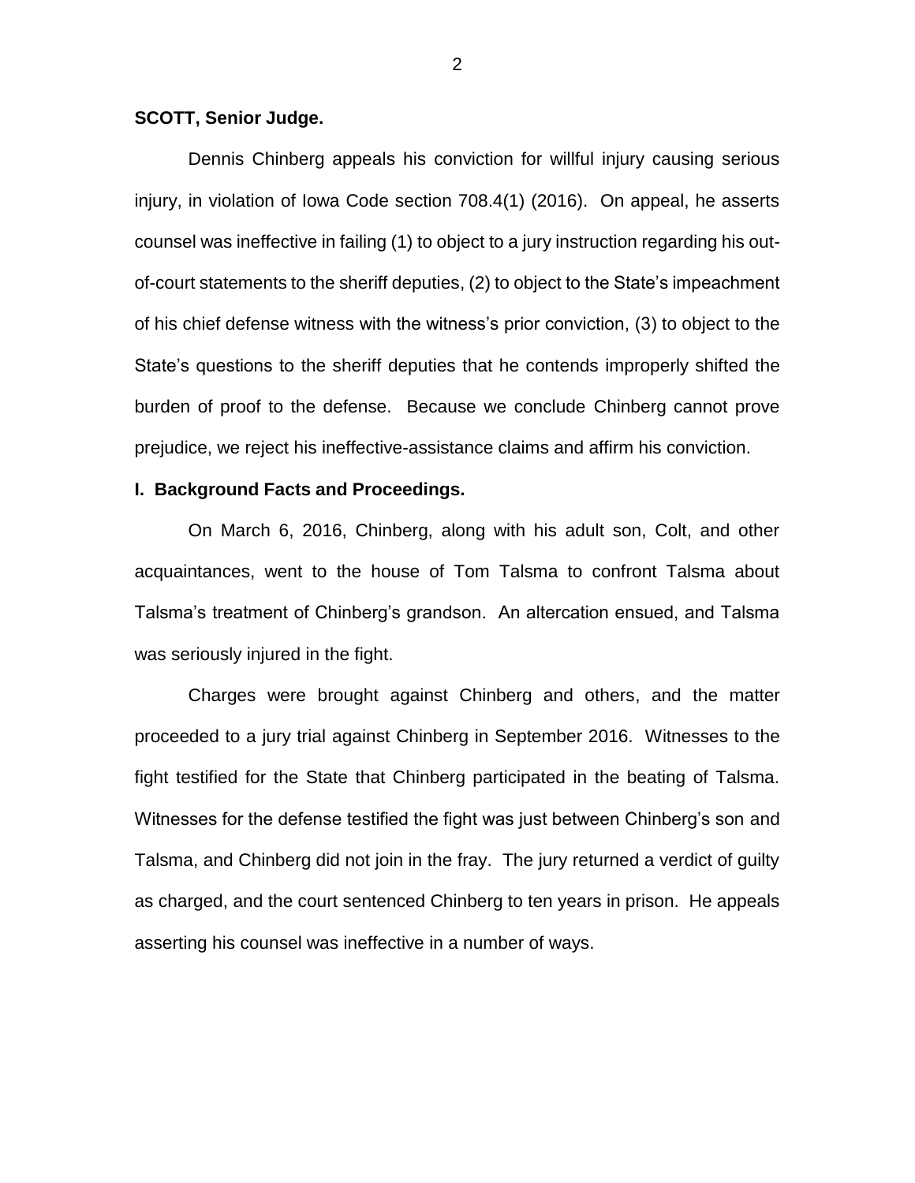**SCOTT, Senior Judge.**

Dennis Chinberg appeals his conviction for willful injury causing serious injury, in violation of Iowa Code section 708.4(1) (2016). On appeal, he asserts counsel was ineffective in failing (1) to object to a jury instruction regarding his out-of-court statements to the sheriff deputies, (2) to object to the State's impeachment of his chief defense witness with the witness's prior conviction, (3) to object to the State's questions to the sheriff deputies that he contends improperly shifted the burden of proof to the defense. Because we conclude Chinberg cannot prove prejudice, we reject his ineffective-assistance claims and affirm his conviction.

**I. Background Facts and Proceedings.**

On March 6, 2016, Chinberg, along with his adult son, Colt, and other acquaintances, went to the house of Tom Talsma to confront Talsma about Talsma's treatment of Chinberg's grandson. An altercation ensued, and Talsma was seriously injured in the fight.

Charges were brought against Chinberg and others, and the matter proceeded to a jury trial against Chinberg in September 2016. Witnesses to the fight testified for the State that Chinberg participated in the beating of Talsma. Witnesses for the defense testified the fight was just between Chinberg's son and Talsma, and Chinberg did not join in the fray. The jury returned a verdict of guilty as charged, and the court sentenced Chinberg to ten years in prison. He appeals asserting his counsel was ineffective in a number of ways.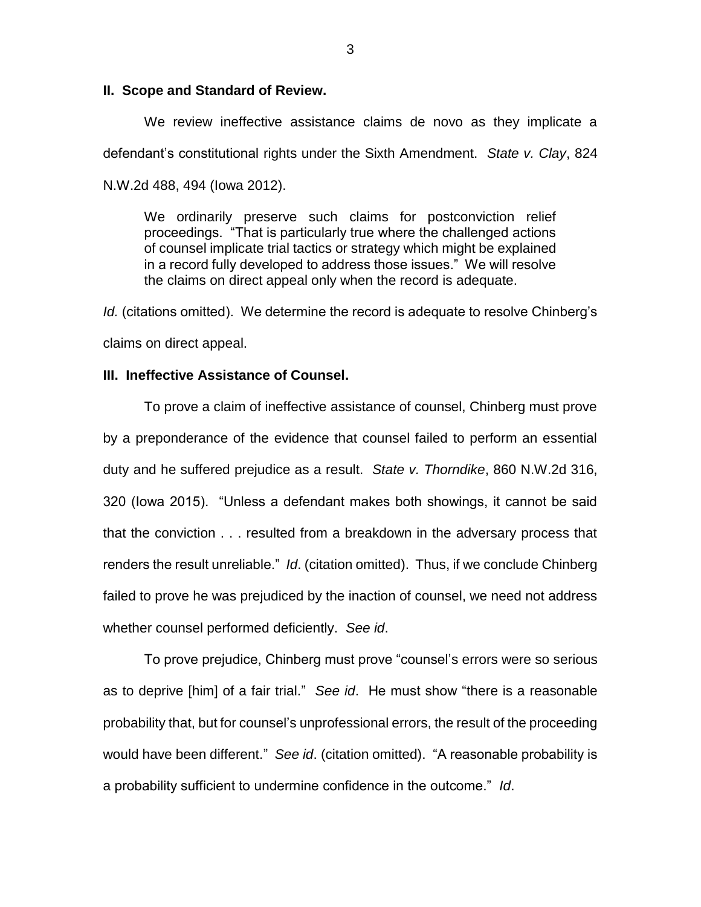## II. Scope and Standard of Review.

We review ineffective assistance claims de novo as they implicate a defendant's constitutional rights under the Sixth Amendment. *State v. Clay*, 824 N.W.2d 488, 494 (Iowa 2012).

> We ordinarily preserve such claims for postconviction relief proceedings. "That is particularly true where the challenged actions of counsel implicate trial tactics or strategy which might be explained in a record fully developed to address those issues." We will resolve the claims on direct appeal only when the record is adequate.

*Id.* (citations omitted). We determine the record is adequate to resolve Chinberg's claims on direct appeal.

## III. Ineffective Assistance of Counsel.

To prove a claim of ineffective assistance of counsel, Chinberg must prove by a preponderance of the evidence that counsel failed to perform an essential duty and he suffered prejudice as a result. *State v. Thorndike*, 860 N.W.2d 316, 320 (Iowa 2015). "Unless a defendant makes both showings, it cannot be said that the conviction . . . resulted from a breakdown in the adversary process that renders the result unreliable." *Id*. (citation omitted). Thus, if we conclude Chinberg failed to prove he was prejudiced by the inaction of counsel, we need not address whether counsel performed deficiently. *See id*.

To prove prejudice, Chinberg must prove "counsel's errors were so serious as to deprive [him] of a fair trial." *See id*. He must show "there is a reasonable probability that, but for counsel's unprofessional errors, the result of the proceeding would have been different." *See id*. (citation omitted). "A reasonable probability is a probability sufficient to undermine confidence in the outcome." *Id*.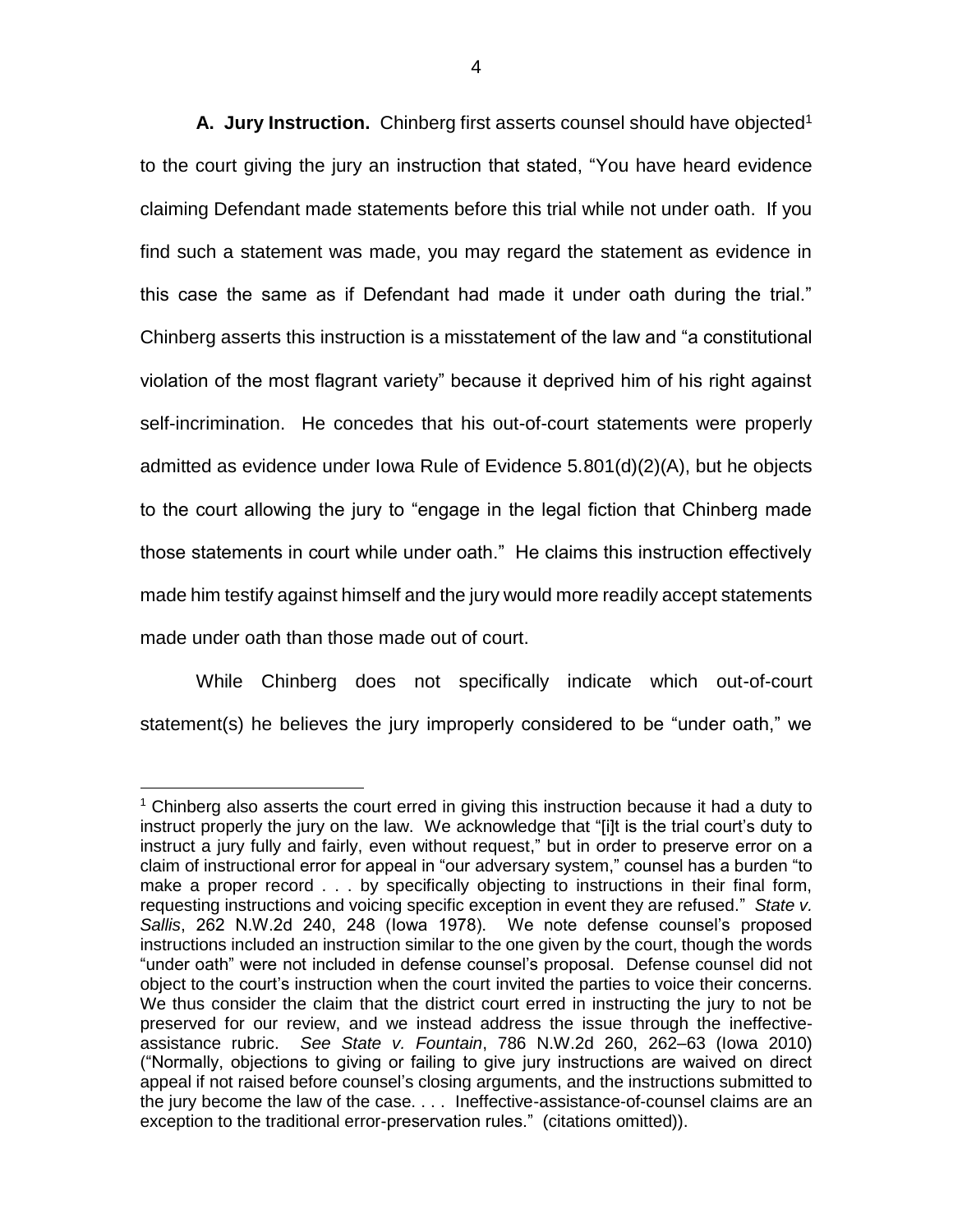**A. Jury Instruction.** Chinberg first asserts counsel should have objected[1] to the court giving the jury an instruction that stated, "You have heard evidence claiming Defendant made statements before this trial while not under oath. If you find such a statement was made, you may regard the statement as evidence in this case the same as if Defendant had made it under oath during the trial." Chinberg asserts this instruction is a misstatement of the law and "a constitutional violation of the most flagrant variety" because it deprived him of his right against self-incrimination. He concedes that his out-of-court statements were properly admitted as evidence under Iowa Rule of Evidence 5.801(d)(2)(A), but he objects to the court allowing the jury to "engage in the legal fiction that Chinberg made those statements in court while under oath." He claims this instruction effectively made him testify against himself and the jury would more readily accept statements made under oath than those made out of court.

While Chinberg does not specifically indicate which out-of-court statement(s) he believes the jury improperly considered to be "under oath," we

[1] Chinberg also asserts the court erred in giving this instruction because it had a duty to instruct properly the jury on the law. We acknowledge that "[i]t is the trial court's duty to instruct a jury fully and fairly, even without request," but in order to preserve error on a claim of instructional error for appeal in "our adversary system," counsel has a burden "to make a proper record . . . by specifically objecting to instructions in their final form, requesting instructions and voicing specific exception in event they are refused." *State v. Sallis*, 262 N.W.2d 240, 248 (Iowa 1978). We note defense counsel's proposed instructions included an instruction similar to the one given by the court, though the words "under oath" were not included in defense counsel's proposal. Defense counsel did not object to the court's instruction when the court invited the parties to voice their concerns. We thus consider the claim that the district court erred in instructing the jury to not be preserved for our review, and we instead address the issue through the ineffective-assistance rubric. *See State v. Fountain*, 786 N.W.2d 260, 262–63 (Iowa 2010) ("Normally, objections to giving or failing to give jury instructions are waived on direct appeal if not raised before counsel's closing arguments, and the instructions submitted to the jury become the law of the case. . . . Ineffective-assistance-of-counsel claims are an exception to the traditional error-preservation rules." (citations omitted)).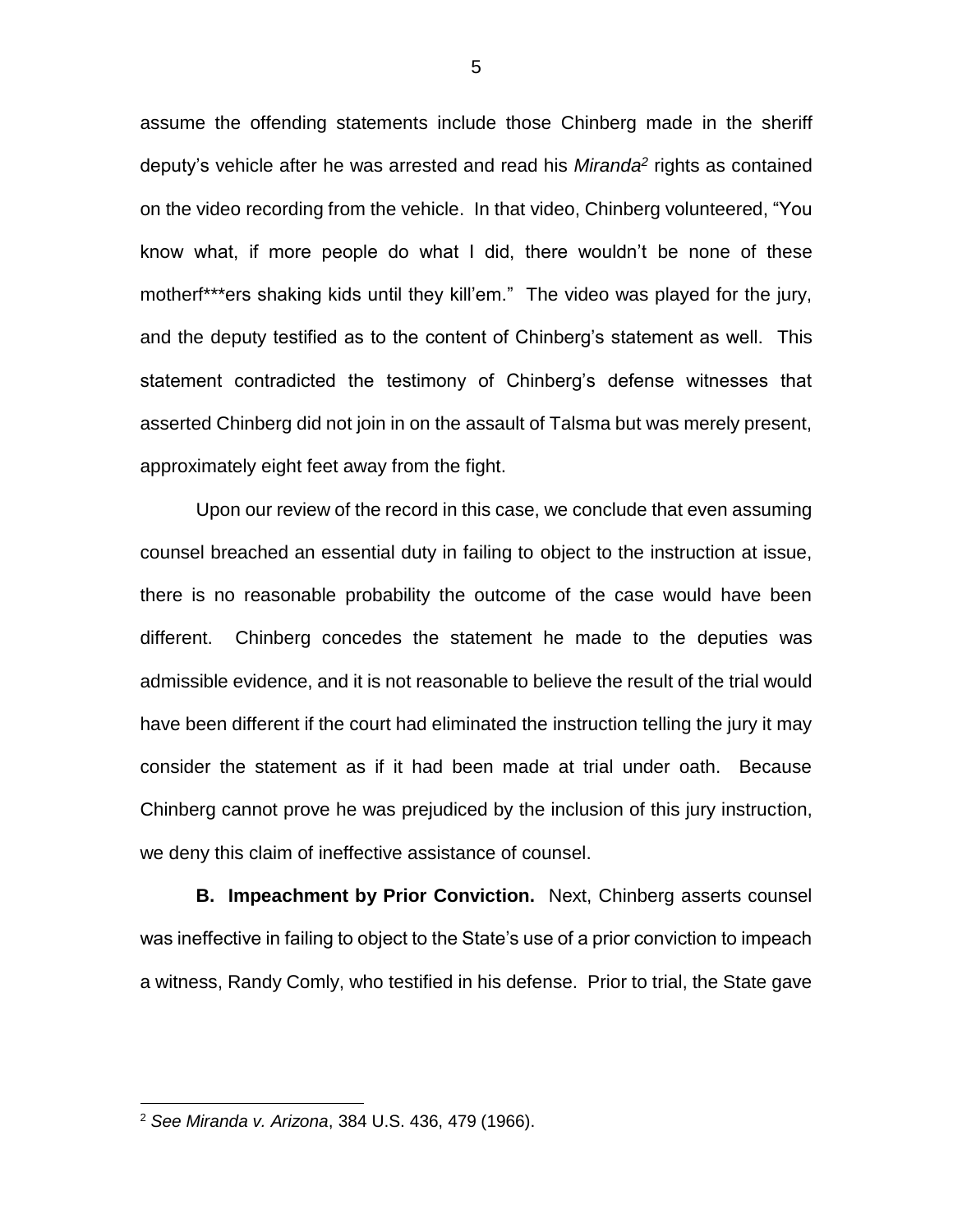assume the offending statements include those Chinberg made in the sheriff deputy's vehicle after he was arrested and read his *Miranda*[2] rights as contained on the video recording from the vehicle. In that video, Chinberg volunteered, "You know what, if more people do what I did, there wouldn't be none of these motherf***ers shaking kids until they kill'em." The video was played for the jury, and the deputy testified as to the content of Chinberg's statement as well. This statement contradicted the testimony of Chinberg's defense witnesses that asserted Chinberg did not join in on the assault of Talsma but was merely present, approximately eight feet away from the fight.

Upon our review of the record in this case, we conclude that even assuming counsel breached an essential duty in failing to object to the instruction at issue, there is no reasonable probability the outcome of the case would have been different. Chinberg concedes the statement he made to the deputies was admissible evidence, and it is not reasonable to believe the result of the trial would have been different if the court had eliminated the instruction telling the jury it may consider the statement as if it had been made at trial under oath. Because Chinberg cannot prove he was prejudiced by the inclusion of this jury instruction, we deny this claim of ineffective assistance of counsel.

**B. Impeachment by Prior Conviction.** Next, Chinberg asserts counsel was ineffective in failing to object to the State's use of a prior conviction to impeach a witness, Randy Comly, who testified in his defense. Prior to trial, the State gave

[2] *See Miranda v. Arizona*, 384 U.S. 436, 479 (1966).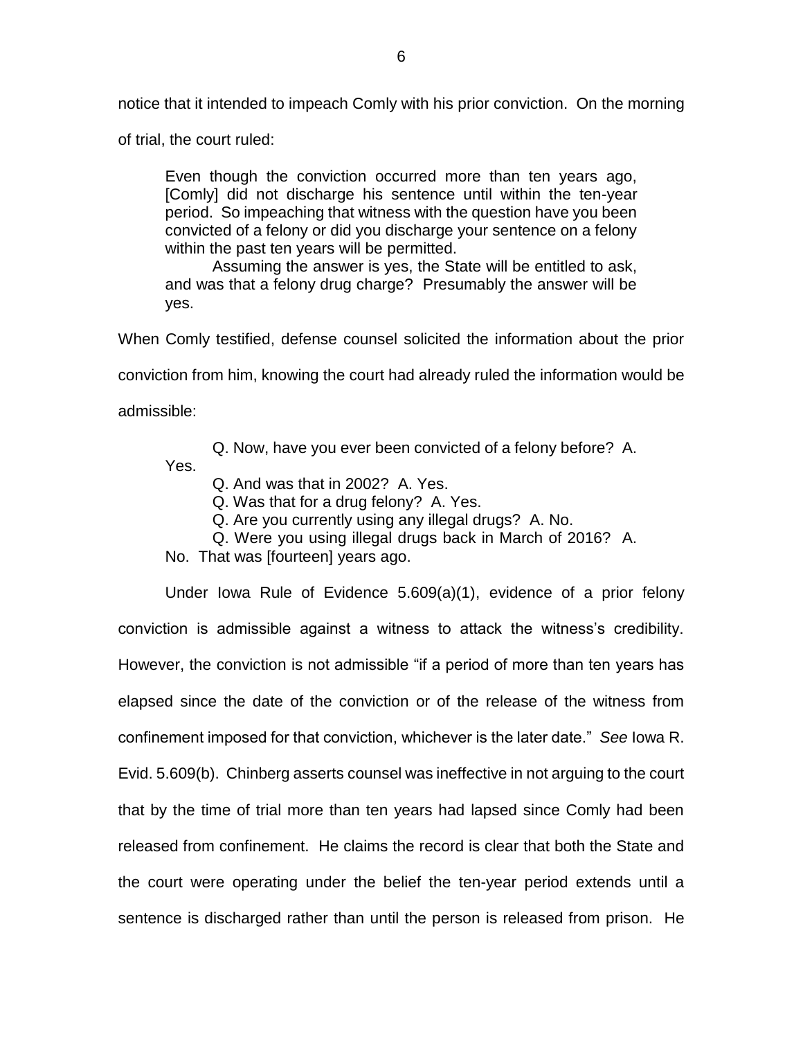notice that it intended to impeach Comly with his prior conviction. On the morning of trial, the court ruled:

> Even though the conviction occurred more than ten years ago, [Comly] did not discharge his sentence until within the ten-year period. So impeaching that witness with the question have you been convicted of a felony or did you discharge your sentence on a felony within the past ten years will be permitted.
>
> Assuming the answer is yes, the State will be entitled to ask, and was that a felony drug charge? Presumably the answer will be yes.

When Comly testified, defense counsel solicited the information about the prior conviction from him, knowing the court had already ruled the information would be admissible:

> Q. Now, have you ever been convicted of a felony before? A. Yes.
>
> Q. And was that in 2002? A. Yes.
>
> Q. Was that for a drug felony? A. Yes.
>
> Q. Are you currently using any illegal drugs? A. No.
>
> Q. Were you using illegal drugs back in March of 2016? A. No. That was [fourteen] years ago.

Under Iowa Rule of Evidence 5.609(a)(1), evidence of a prior felony conviction is admissible against a witness to attack the witness's credibility. However, the conviction is not admissible "if a period of more than ten years has elapsed since the date of the conviction or of the release of the witness from confinement imposed for that conviction, whichever is the later date." *See* Iowa R. Evid. 5.609(b). Chinberg asserts counsel was ineffective in not arguing to the court that by the time of trial more than ten years had lapsed since Comly had been released from confinement. He claims the record is clear that both the State and the court were operating under the belief the ten-year period extends until a sentence is discharged rather than until the person is released from prison. He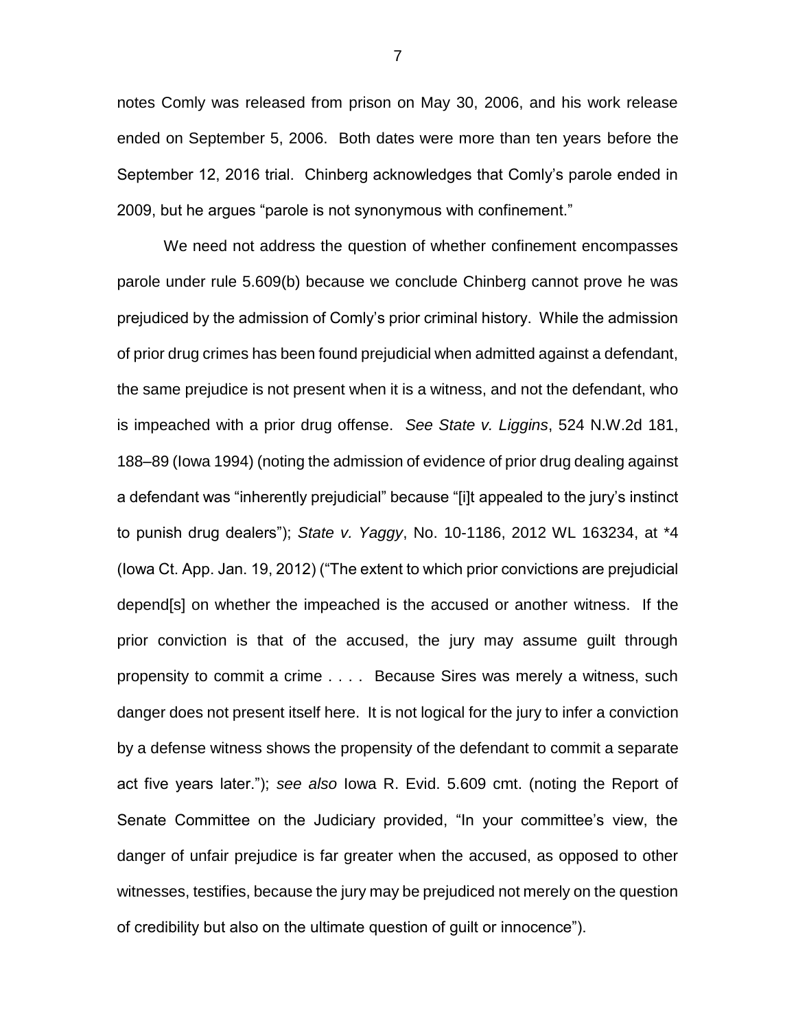notes Comly was released from prison on May 30, 2006, and his work release ended on September 5, 2006. Both dates were more than ten years before the September 12, 2016 trial. Chinberg acknowledges that Comly's parole ended in 2009, but he argues "parole is not synonymous with confinement."

We need not address the question of whether confinement encompasses parole under rule 5.609(b) because we conclude Chinberg cannot prove he was prejudiced by the admission of Comly's prior criminal history. While the admission of prior drug crimes has been found prejudicial when admitted against a defendant, the same prejudice is not present when it is a witness, and not the defendant, who is impeached with a prior drug offense. *See State v. Liggins*, 524 N.W.2d 181, 188–89 (Iowa 1994) (noting the admission of evidence of prior drug dealing against a defendant was "inherently prejudicial" because "[i]t appealed to the jury's instinct to punish drug dealers"); *State v. Yaggy*, No. 10-1186, 2012 WL 163234, at *4 (Iowa Ct. App. Jan. 19, 2012) ("The extent to which prior convictions are prejudicial depend[s] on whether the impeached is the accused or another witness. If the prior conviction is that of the accused, the jury may assume guilt through propensity to commit a crime . . . . Because Sires was merely a witness, such danger does not present itself here. It is not logical for the jury to infer a conviction by a defense witness shows the propensity of the defendant to commit a separate act five years later."); *see also* Iowa R. Evid. 5.609 cmt. (noting the Report of Senate Committee on the Judiciary provided, "In your committee's view, the danger of unfair prejudice is far greater when the accused, as opposed to other witnesses, testifies, because the jury may be prejudiced not merely on the question of credibility but also on the ultimate question of guilt or innocence").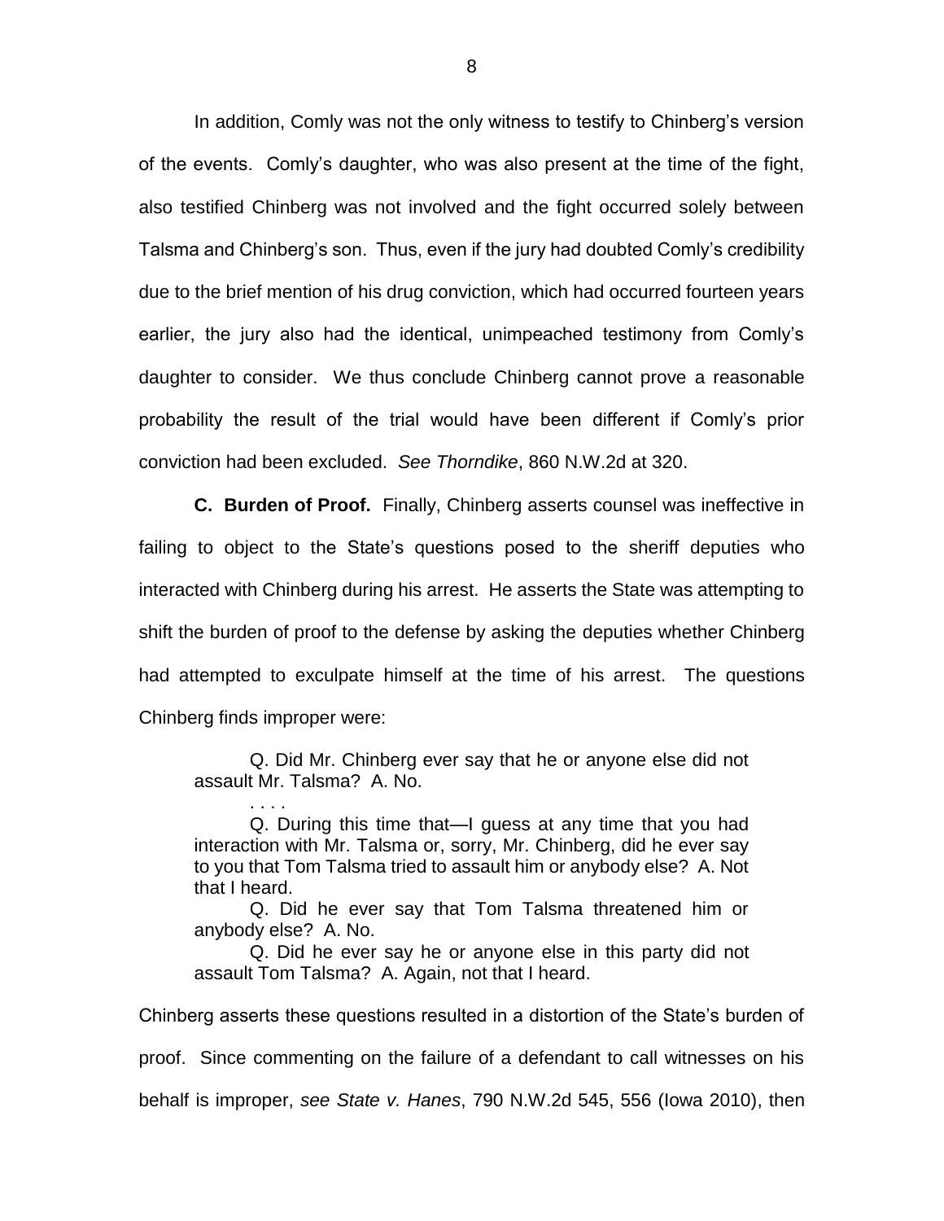In addition, Comly was not the only witness to testify to Chinberg's version of the events. Comly's daughter, who was also present at the time of the fight, also testified Chinberg was not involved and the fight occurred solely between Talsma and Chinberg's son. Thus, even if the jury had doubted Comly's credibility due to the brief mention of his drug conviction, which had occurred fourteen years earlier, the jury also had the identical, unimpeached testimony from Comly's daughter to consider. We thus conclude Chinberg cannot prove a reasonable probability the result of the trial would have been different if Comly's prior conviction had been excluded. *See Thorndike*, 860 N.W.2d at 320.

**C. Burden of Proof.** Finally, Chinberg asserts counsel was ineffective in failing to object to the State's questions posed to the sheriff deputies who interacted with Chinberg during his arrest. He asserts the State was attempting to shift the burden of proof to the defense by asking the deputies whether Chinberg had attempted to exculpate himself at the time of his arrest. The questions Chinberg finds improper were:

> Q. Did Mr. Chinberg ever say that he or anyone else did not assault Mr. Talsma? A. No.
>
> . . . .
>
> Q. During this time that—I guess at any time that you had interaction with Mr. Talsma or, sorry, Mr. Chinberg, did he ever say to you that Tom Talsma tried to assault him or anybody else? A. Not that I heard.
>
> Q. Did he ever say that Tom Talsma threatened him or anybody else? A. No.
>
> Q. Did he ever say he or anyone else in this party did not assault Tom Talsma? A. Again, not that I heard.

Chinberg asserts these questions resulted in a distortion of the State's burden of proof. Since commenting on the failure of a defendant to call witnesses on his behalf is improper, *see State v. Hanes*, 790 N.W.2d 545, 556 (Iowa 2010), then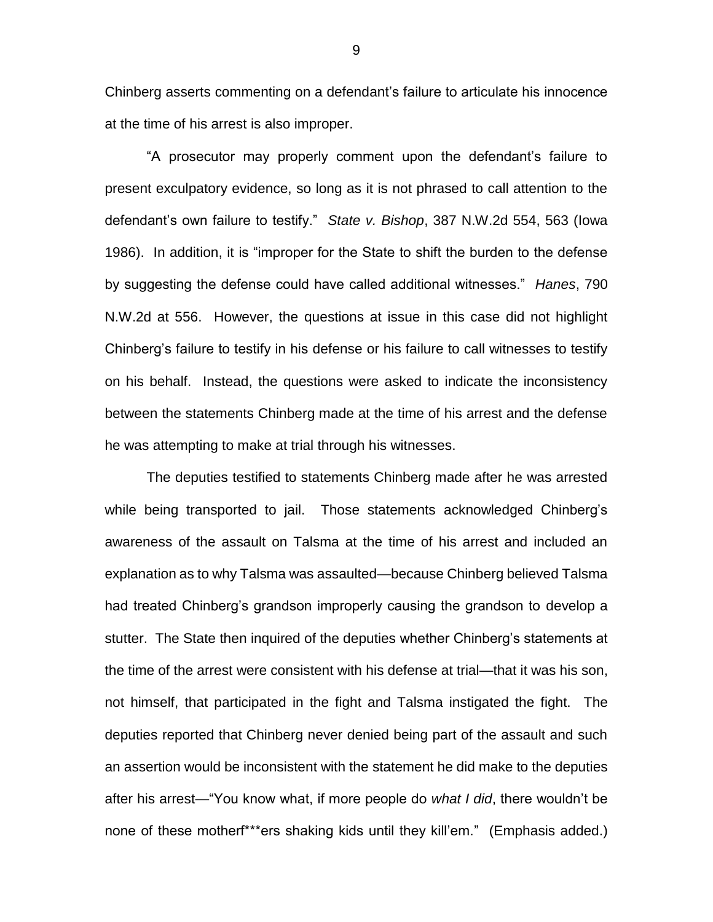Chinberg asserts commenting on a defendant's failure to articulate his innocence at the time of his arrest is also improper.

"A prosecutor may properly comment upon the defendant's failure to present exculpatory evidence, so long as it is not phrased to call attention to the defendant's own failure to testify." *State v. Bishop*, 387 N.W.2d 554, 563 (Iowa 1986). In addition, it is "improper for the State to shift the burden to the defense by suggesting the defense could have called additional witnesses." *Hanes*, 790 N.W.2d at 556. However, the questions at issue in this case did not highlight Chinberg's failure to testify in his defense or his failure to call witnesses to testify on his behalf. Instead, the questions were asked to indicate the inconsistency between the statements Chinberg made at the time of his arrest and the defense he was attempting to make at trial through his witnesses.

The deputies testified to statements Chinberg made after he was arrested while being transported to jail. Those statements acknowledged Chinberg's awareness of the assault on Talsma at the time of his arrest and included an explanation as to why Talsma was assaulted—because Chinberg believed Talsma had treated Chinberg's grandson improperly causing the grandson to develop a stutter. The State then inquired of the deputies whether Chinberg's statements at the time of the arrest were consistent with his defense at trial—that it was his son, not himself, that participated in the fight and Talsma instigated the fight. The deputies reported that Chinberg never denied being part of the assault and such an assertion would be inconsistent with the statement he did make to the deputies after his arrest—"You know what, if more people do *what I did*, there wouldn't be none of these motherf***ers shaking kids until they kill'em." (Emphasis added.)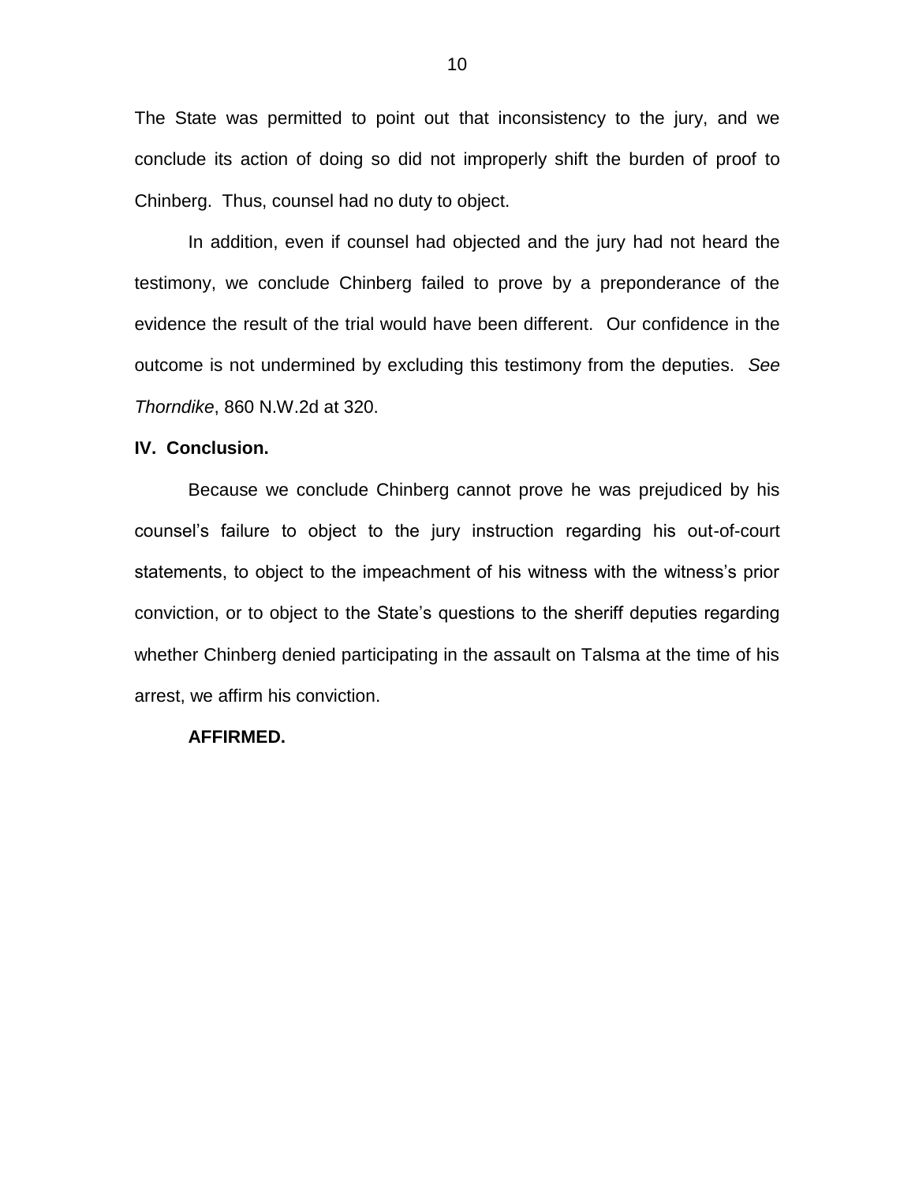The State was permitted to point out that inconsistency to the jury, and we conclude its action of doing so did not improperly shift the burden of proof to Chinberg. Thus, counsel had no duty to object.

In addition, even if counsel had objected and the jury had not heard the testimony, we conclude Chinberg failed to prove by a preponderance of the evidence the result of the trial would have been different. Our confidence in the outcome is not undermined by excluding this testimony from the deputies. *See Thorndike*, 860 N.W.2d at 320.

## IV. Conclusion.

Because we conclude Chinberg cannot prove he was prejudiced by his counsel's failure to object to the jury instruction regarding his out-of-court statements, to object to the impeachment of his witness with the witness's prior conviction, or to object to the State's questions to the sheriff deputies regarding whether Chinberg denied participating in the assault on Talsma at the time of his arrest, we affirm his conviction.

**AFFIRMED.**